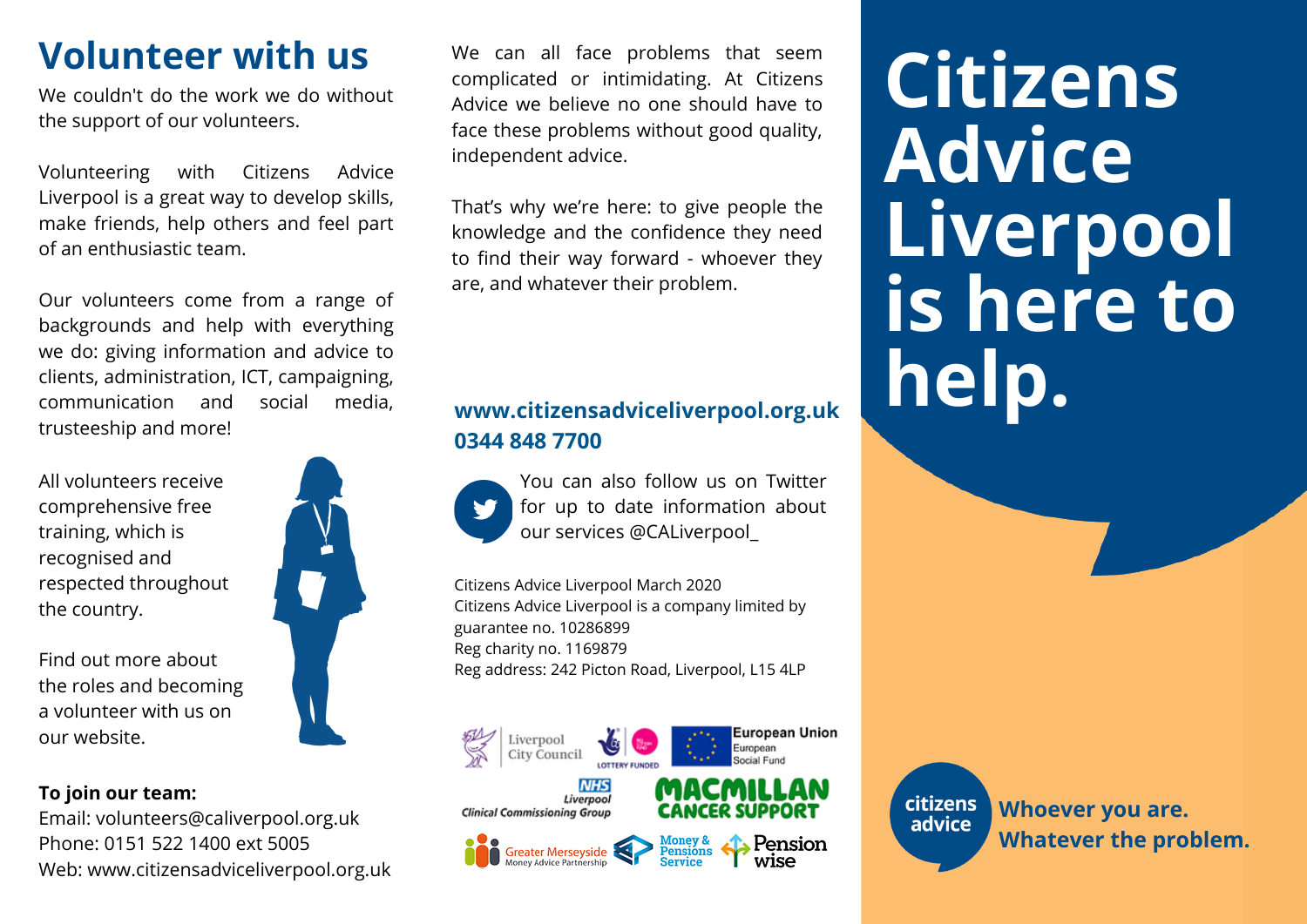# Volunteer with us

We couldn't do the work we do without the support of our volunteers.

Volunteering with Citizens Advice Liverpool is a great way to develop skills, make friends, help others and feel part of an enthusiastic team.

Our volunteers come from a range of backgrounds and help with everything we do: giving information and advice to clients, administration, ICT, campaigning, communication and social media, trusteeship and more!

All volunteers receive comprehensive free training, which is recognised and respected throughout the country.

Find out more about the roles and becoming a volunteer with us on our website.

**To join our team:**
Email: volunteers@caliverpool.org.uk
Phone: 0151 522 1400 ext 5005
Web: www.citizensadviceliverpool.org.uk

We can all face problems that seem complicated or intimidating. At Citizens Advice we believe no one should have to face these problems without good quality, independent advice.

That's why we're here: to give people the knowledge and the confidence they need to find their way forward - whoever they are, and whatever their problem.

**www.citizensadviceliverpool.org.uk**
**0344 848 7700**

You can also follow us on Twitter for up to date information about our services @CALiverpool_

Citizens Advice Liverpool March 2020
Citizens Advice Liverpool is a company limited by guarantee no. 10286899
Reg charity no. 1169879
Reg address: 242 Picton Road, Liverpool, L15 4LP

Liverpool City Council
LOTTERY FUNDED
European Union European Social Fund
NHS Liverpool Clinical Commissioning Group
MACMILLAN CANCER SUPPORT
Greater Merseyside Money Advice Partnership
Money & Pensions Service
Pension wise

# Citizens Advice Liverpool is here to help.

citizens advice

**Whoever you are. Whatever the problem.**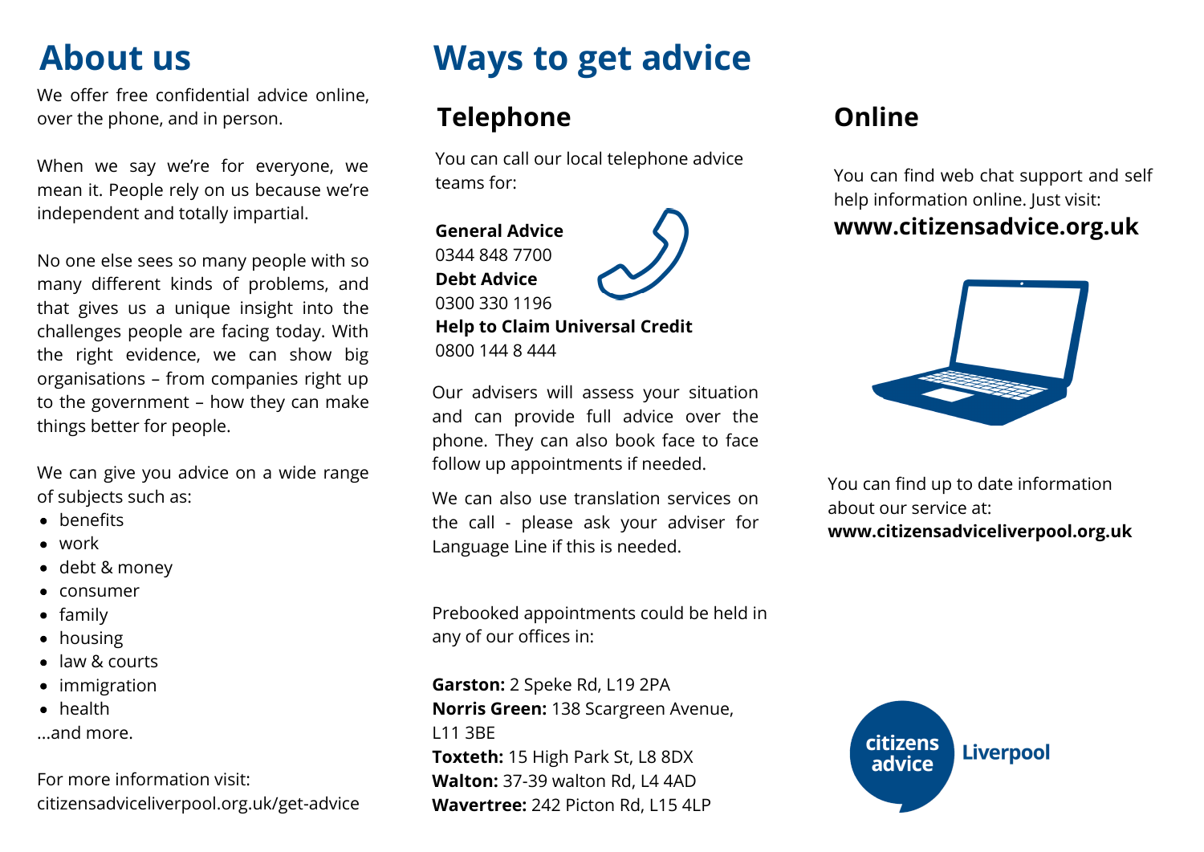# About us

We offer free confidential advice online, over the phone, and in person.

When we say we're for everyone, we mean it. People rely on us because we're independent and totally impartial.

No one else sees so many people with so many different kinds of problems, and that gives us a unique insight into the challenges people are facing today. With the right evidence, we can show big organisations – from companies right up to the government – how they can make things better for people.

We can give you advice on a wide range of subjects such as:

- benefits
- work
- debt & money
- consumer
- family
- housing
- law & courts
- immigration
- health

...and more.

For more information visit:
citizensadviceliverpool.org.uk/get-advice

# Ways to get advice

## Telephone

You can call our local telephone advice teams for:

**General Advice**
0344 848 7700
**Debt Advice**
0300 330 1196
**Help to Claim Universal Credit**
0800 144 8 444

Our advisers will assess your situation and can provide full advice over the phone. They can also book face to face follow up appointments if needed.

We can also use translation services on the call - please ask your adviser for Language Line if this is needed.

Prebooked appointments could be held in any of our offices in:

**Garston:** 2 Speke Rd, L19 2PA
**Norris Green:** 138 Scargreen Avenue, L11 3BE
**Toxteth:** 15 High Park St, L8 8DX
**Walton:** 37-39 walton Rd, L4 4AD
**Wavertree:** 242 Picton Rd, L15 4LP

## Online

You can find web chat support and self help information online. Just visit:
**www.citizensadvice.org.uk**

You can find up to date information about our service at:
**www.citizensadviceliverpool.org.uk**

citizens advice Liverpool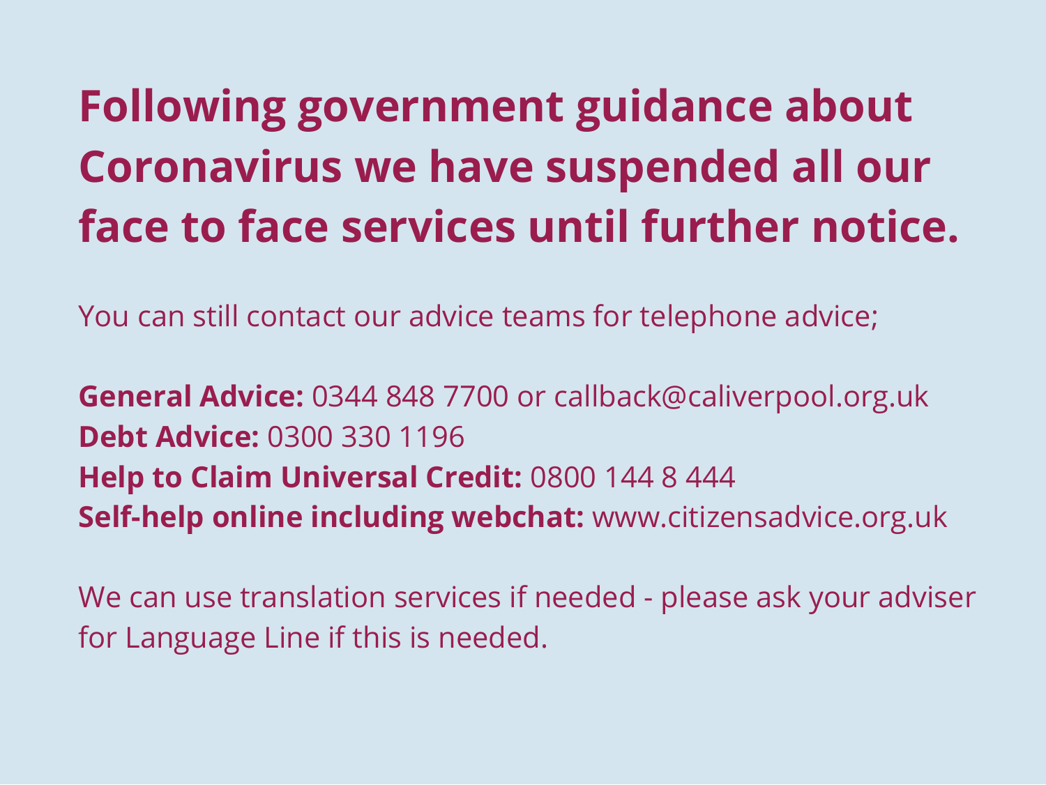# Following government guidance about Coronavirus we have suspended all our face to face services until further notice.

You can still contact our advice teams for telephone advice;

**General Advice:** 0344 848 7700 or callback@caliverpool.org.uk
**Debt Advice:** 0300 330 1196
**Help to Claim Universal Credit:** 0800 144 8 444
**Self-help online including webchat:** www.citizensadvice.org.uk

We can use translation services if needed - please ask your adviser for Language Line if this is needed.